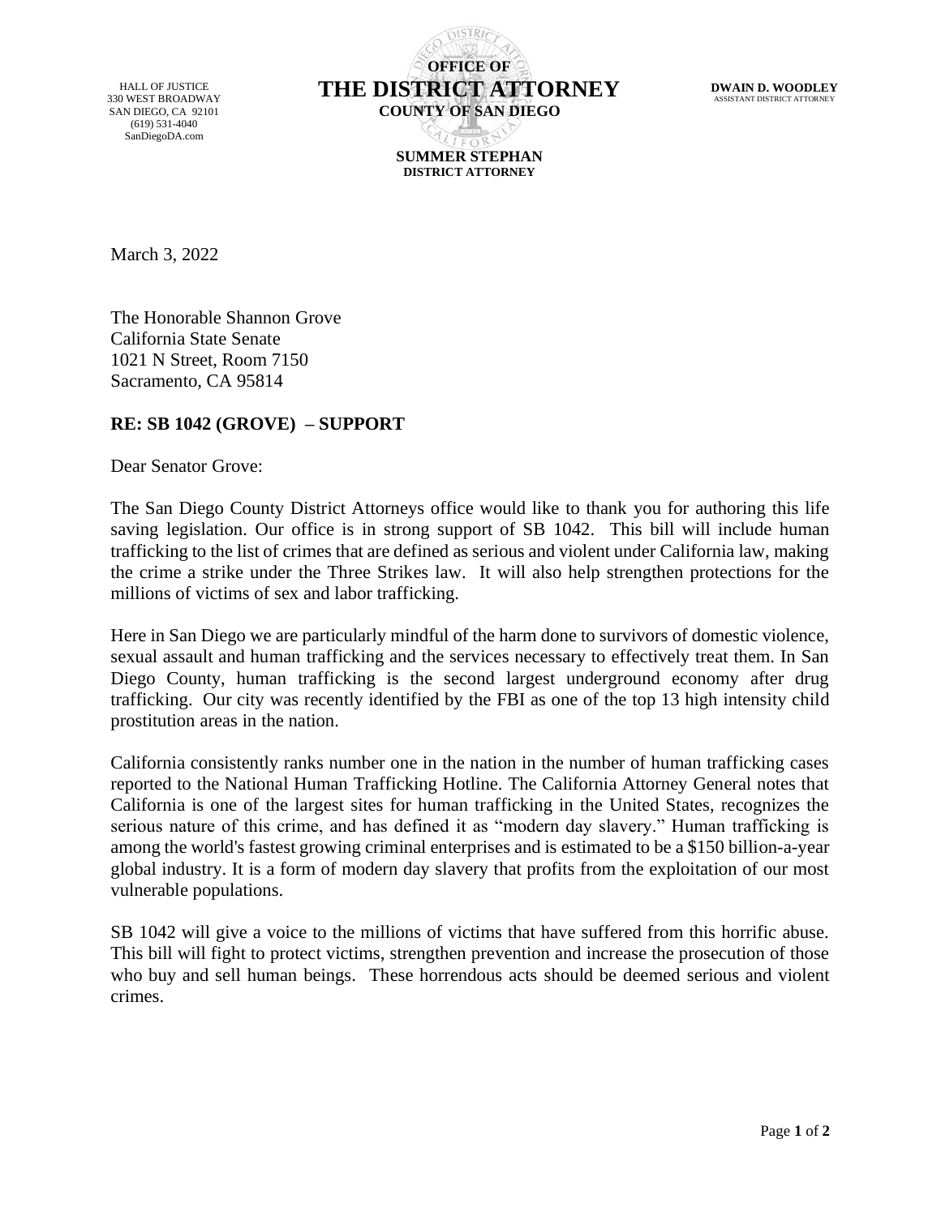HALL OF JUSTICE
330 WEST BROADWAY
SAN DIEGO, CA 92101
(619) 531-4040
SanDiegoDA.com

**OFFICE OF**
# THE DISTRICT ATTORNEY
**COUNTY OF SAN DIEGO**

**SUMMER STEPHAN**
**DISTRICT ATTORNEY**

**DWAIN D. WOODLEY**
ASSISTANT DISTRICT ATTORNEY

March 3, 2022

The Honorable Shannon Grove
California State Senate
1021 N Street, Room 7150
Sacramento, CA 95814

**RE: SB 1042 (GROVE) – SUPPORT**

Dear Senator Grove:

The San Diego County District Attorneys office would like to thank you for authoring this life saving legislation. Our office is in strong support of SB 1042. This bill will include human trafficking to the list of crimes that are defined as serious and violent under California law, making the crime a strike under the Three Strikes law. It will also help strengthen protections for the millions of victims of sex and labor trafficking.

Here in San Diego we are particularly mindful of the harm done to survivors of domestic violence, sexual assault and human trafficking and the services necessary to effectively treat them. In San Diego County, human trafficking is the second largest underground economy after drug trafficking. Our city was recently identified by the FBI as one of the top 13 high intensity child prostitution areas in the nation.

California consistently ranks number one in the nation in the number of human trafficking cases reported to the National Human Trafficking Hotline. The California Attorney General notes that California is one of the largest sites for human trafficking in the United States, recognizes the serious nature of this crime, and has defined it as "modern day slavery." Human trafficking is among the world's fastest growing criminal enterprises and is estimated to be a $150 billion-a-year global industry. It is a form of modern day slavery that profits from the exploitation of our most vulnerable populations.

SB 1042 will give a voice to the millions of victims that have suffered from this horrific abuse. This bill will fight to protect victims, strengthen prevention and increase the prosecution of those who buy and sell human beings. These horrendous acts should be deemed serious and violent crimes.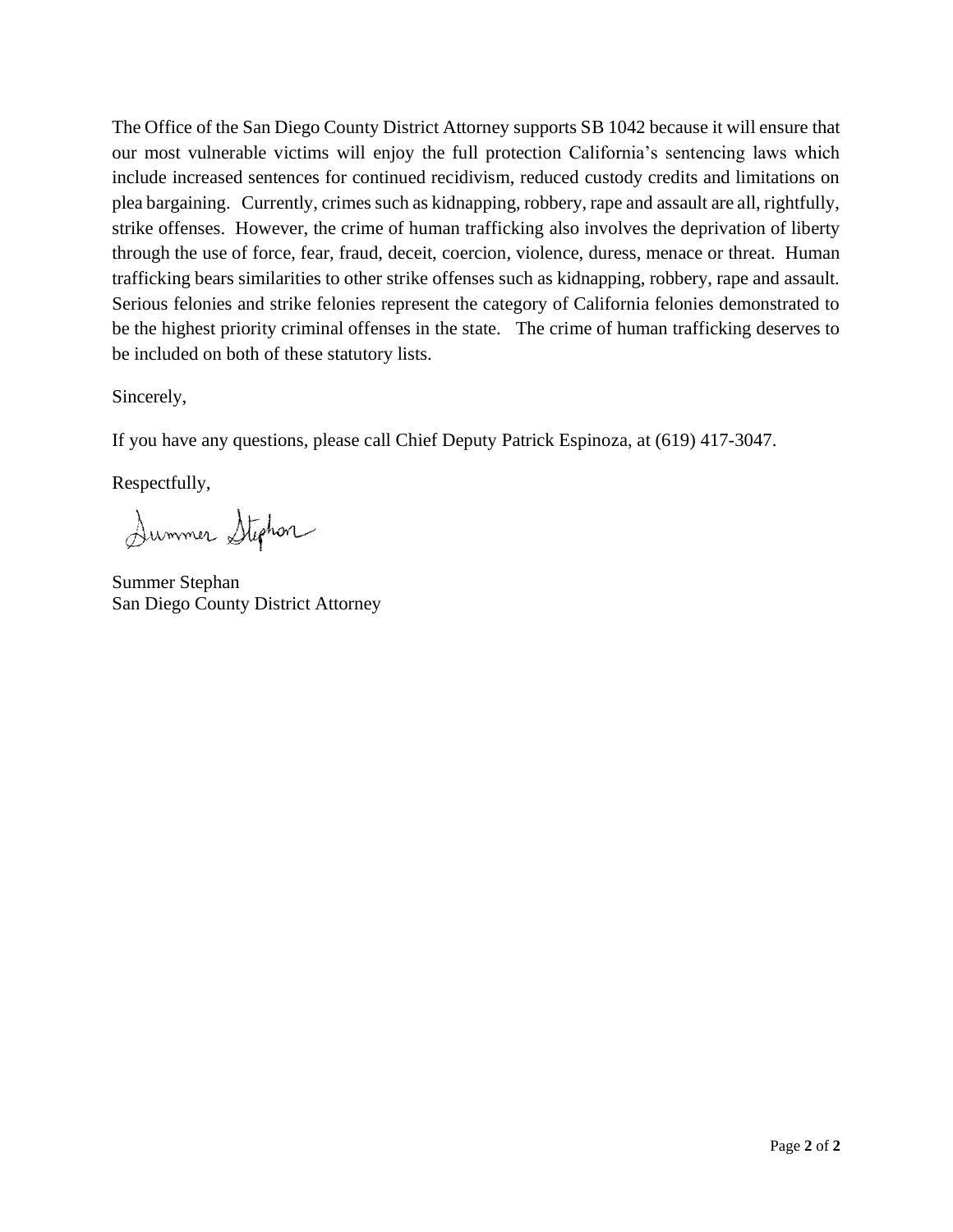The Office of the San Diego County District Attorney supports SB 1042 because it will ensure that our most vulnerable victims will enjoy the full protection California's sentencing laws which include increased sentences for continued recidivism, reduced custody credits and limitations on plea bargaining. Currently, crimes such as kidnapping, robbery, rape and assault are all, rightfully, strike offenses. However, the crime of human trafficking also involves the deprivation of liberty through the use of force, fear, fraud, deceit, coercion, violence, duress, menace or threat. Human trafficking bears similarities to other strike offenses such as kidnapping, robbery, rape and assault. Serious felonies and strike felonies represent the category of California felonies demonstrated to be the highest priority criminal offenses in the state. The crime of human trafficking deserves to be included on both of these statutory lists.

Sincerely,

If you have any questions, please call Chief Deputy Patrick Espinoza, at (619) 417-3047.

Respectfully,

Summer Stephan

Summer Stephan
San Diego County District Attorney